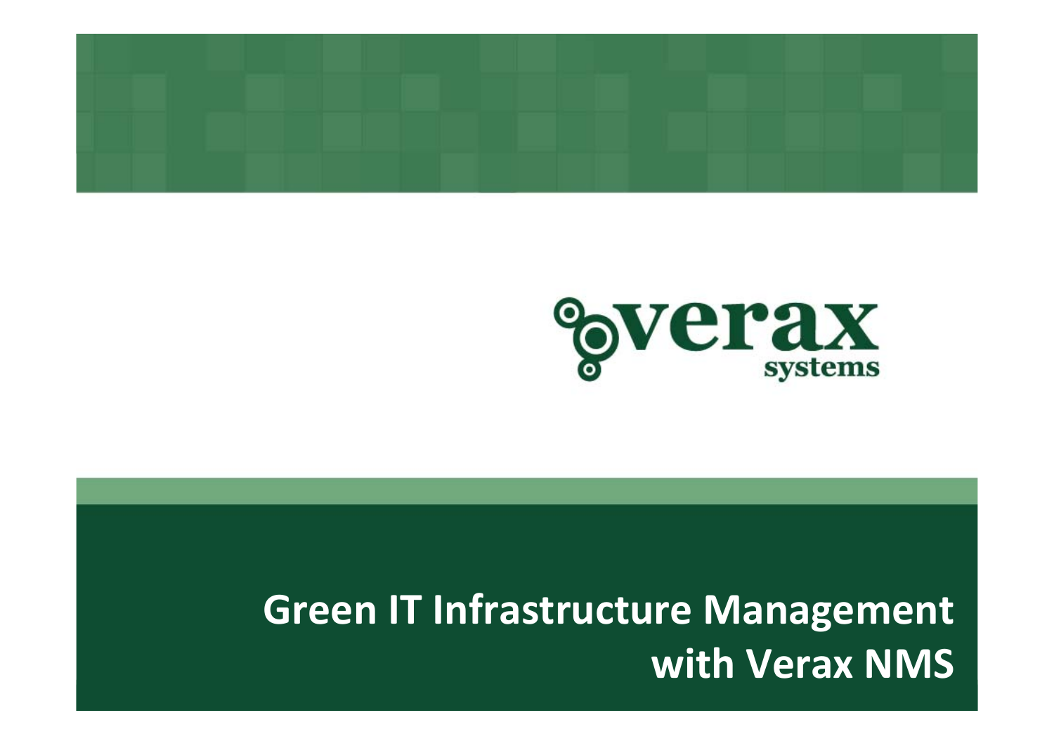verax systems

# Green IT Infrastructure Management with Verax NMS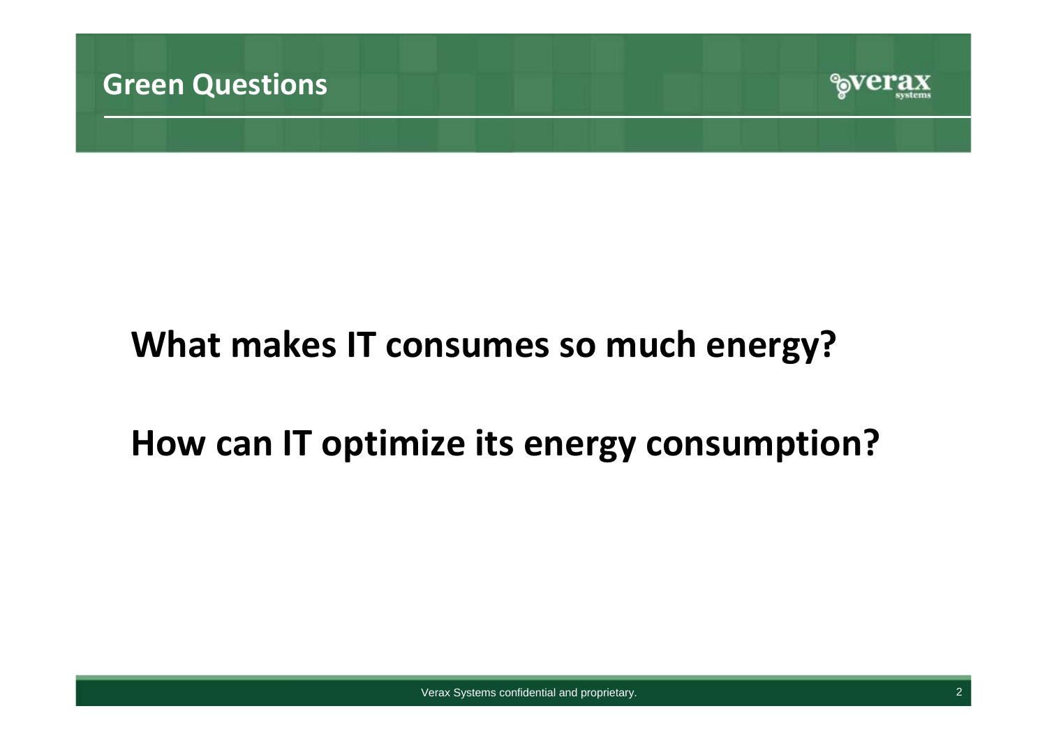## Green Questions

**What makes IT consumes so much energy?**

**How can IT optimize its energy consumption?**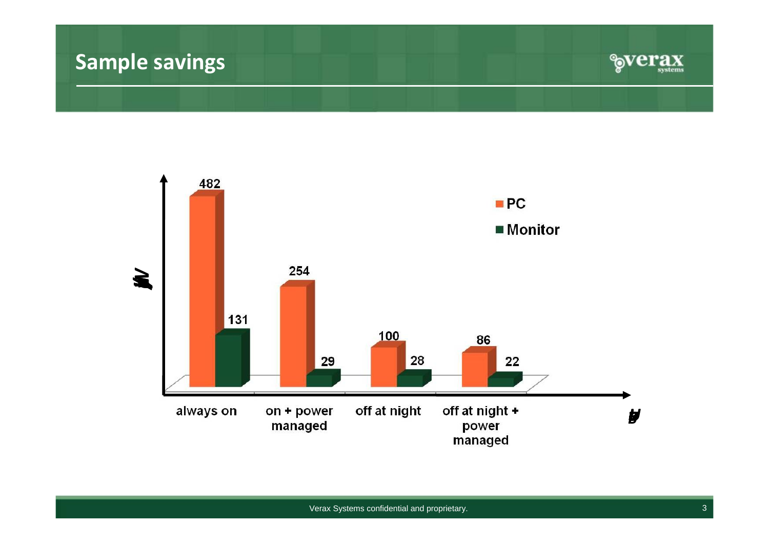# Sample savings

| | PC | Monitor |
|---|---|---|
| always on | 482 | 131 |
| on + power managed | 254 | 29 |
| off at night | 100 | 28 |
| off at night + power managed | 86 | 22 |

Verax Systems confidential and proprietary.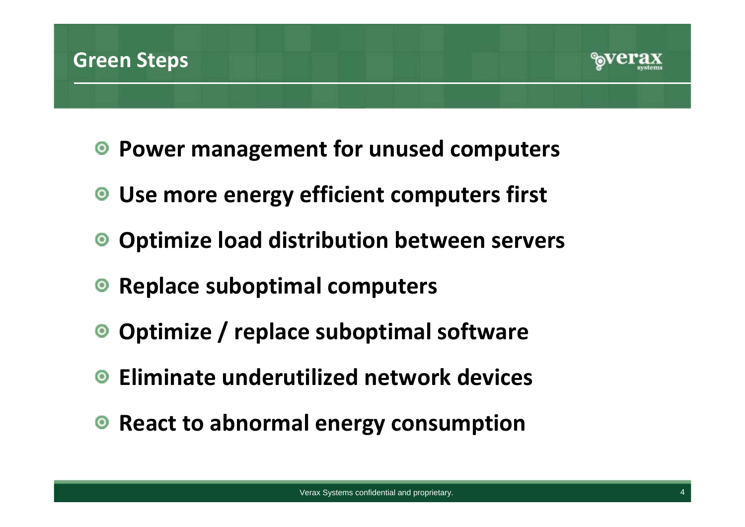## Green Steps

- **Power management for unused computers**
- **Use more energy efficient computers first**
- **Optimize load distribution between servers**
- **Replace suboptimal computers**
- **Optimize / replace suboptimal software**
- **Eliminate underutilized network devices**
- **React to abnormal energy consumption**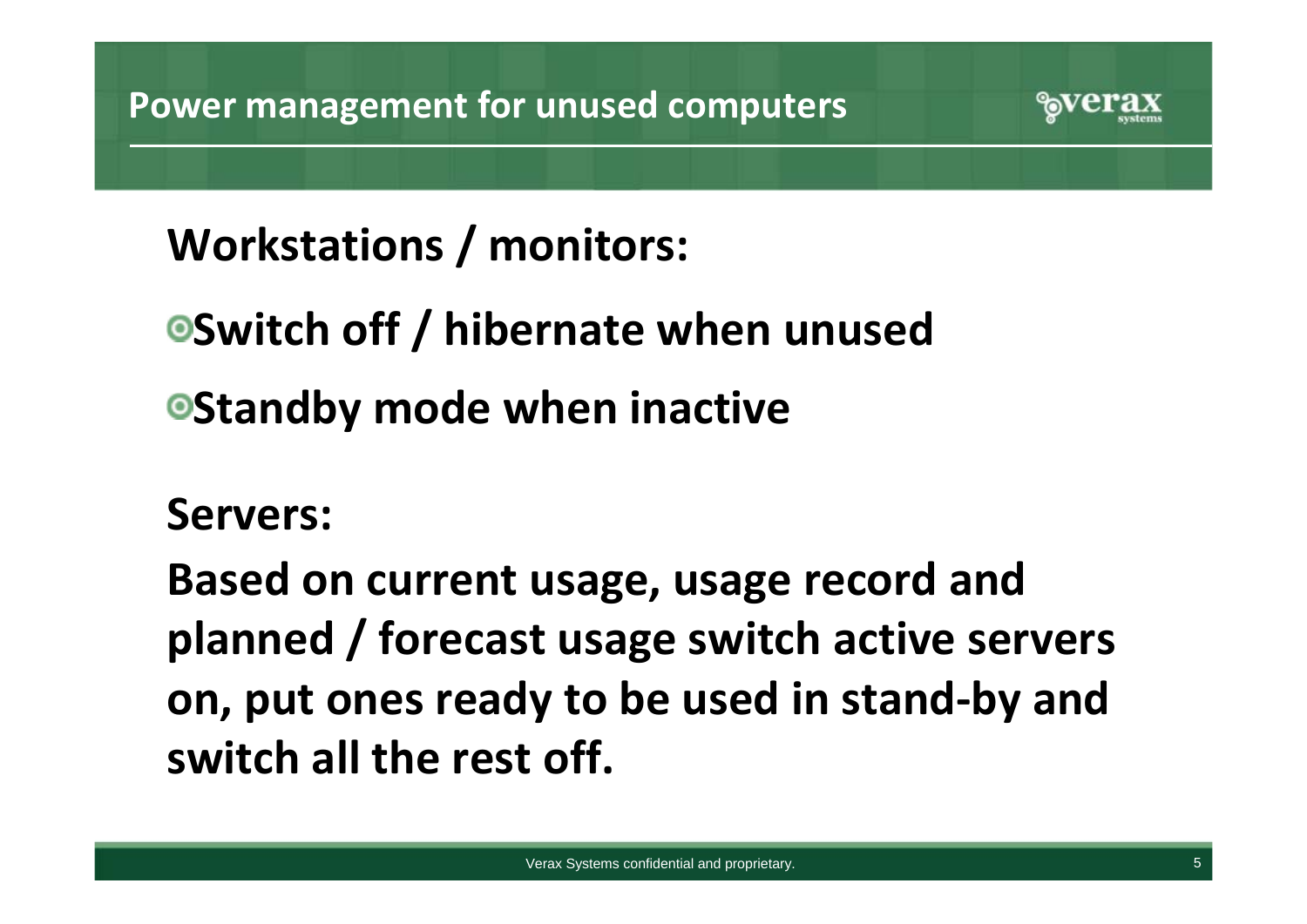# Power management for unused computers

**Workstations / monitors:**

- **Switch off / hibernate when unused**
- **Standby mode when inactive**

**Servers:**

**Based on current usage, usage record and planned / forecast usage switch active servers on, put ones ready to be used in stand-by and switch all the rest off.**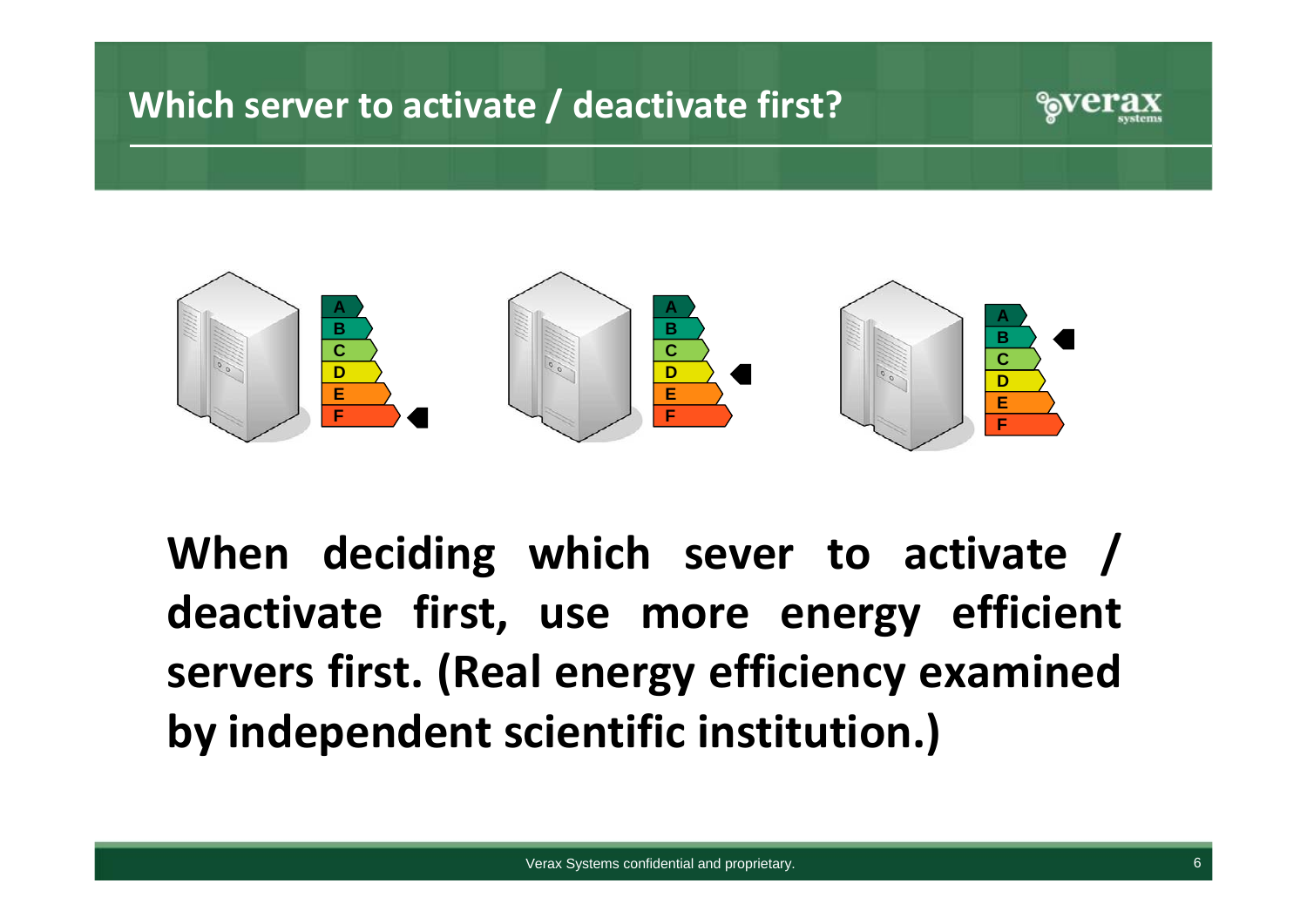# Which server to activate / deactivate first?

**When deciding which sever to activate / deactivate first, use more energy efficient servers first. (Real energy efficiency examined by independent scientific institution.)**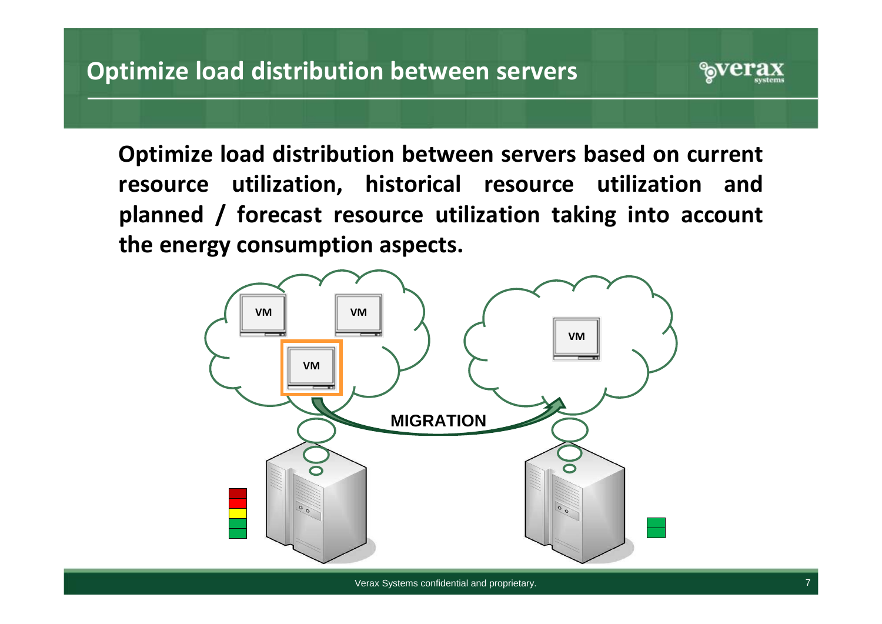# Optimize load distribution between servers

**Optimize load distribution between servers based on current resource utilization, historical resource utilization and planned / forecast resource utilization taking into account the energy consumption aspects.**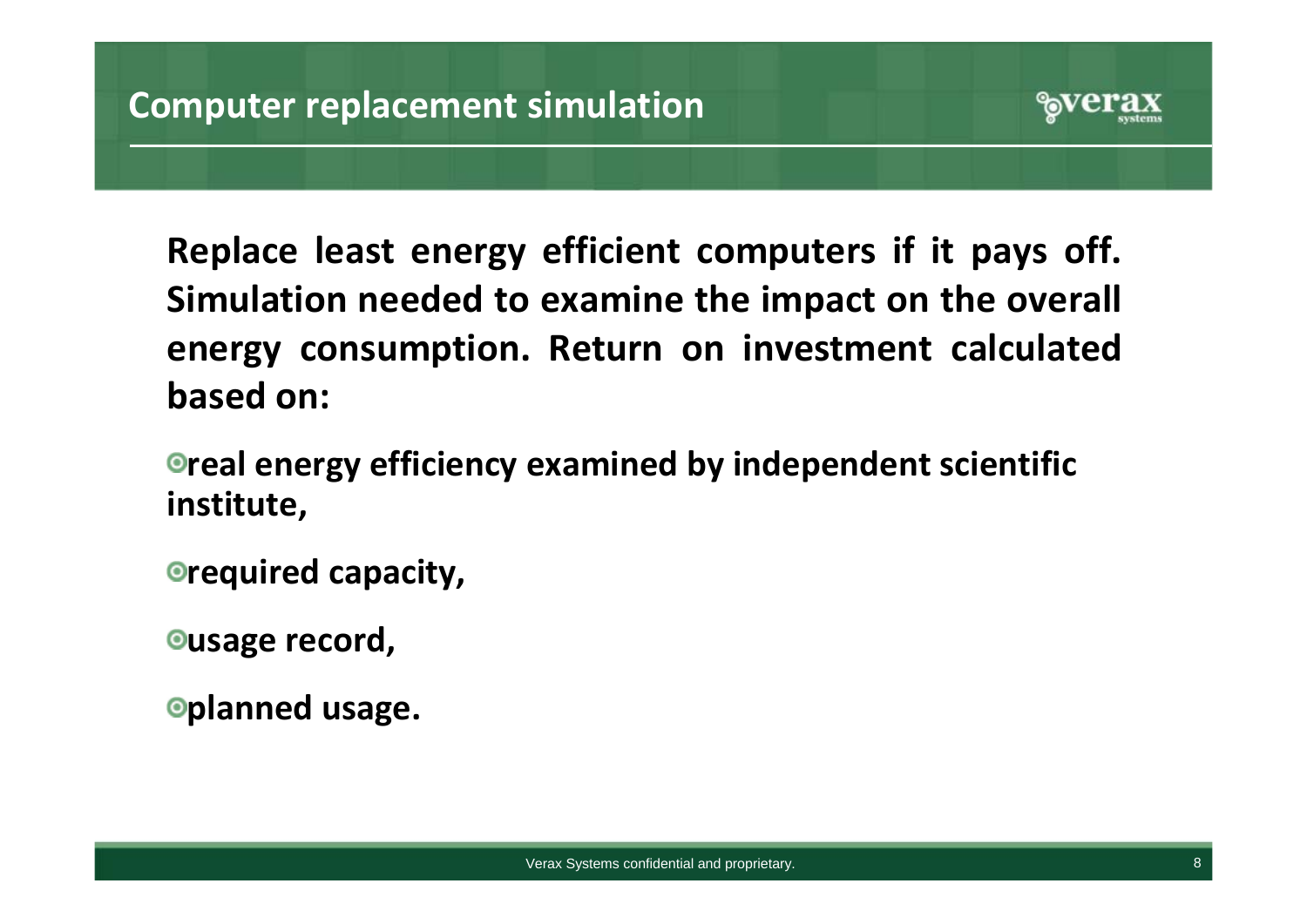# Computer replacement simulation

**Replace least energy efficient computers if it pays off. Simulation needed to examine the impact on the overall energy consumption. Return on investment calculated based on:**

- **real energy efficiency examined by independent scientific institute,**
- **required capacity,**
- **usage record,**
- **planned usage.**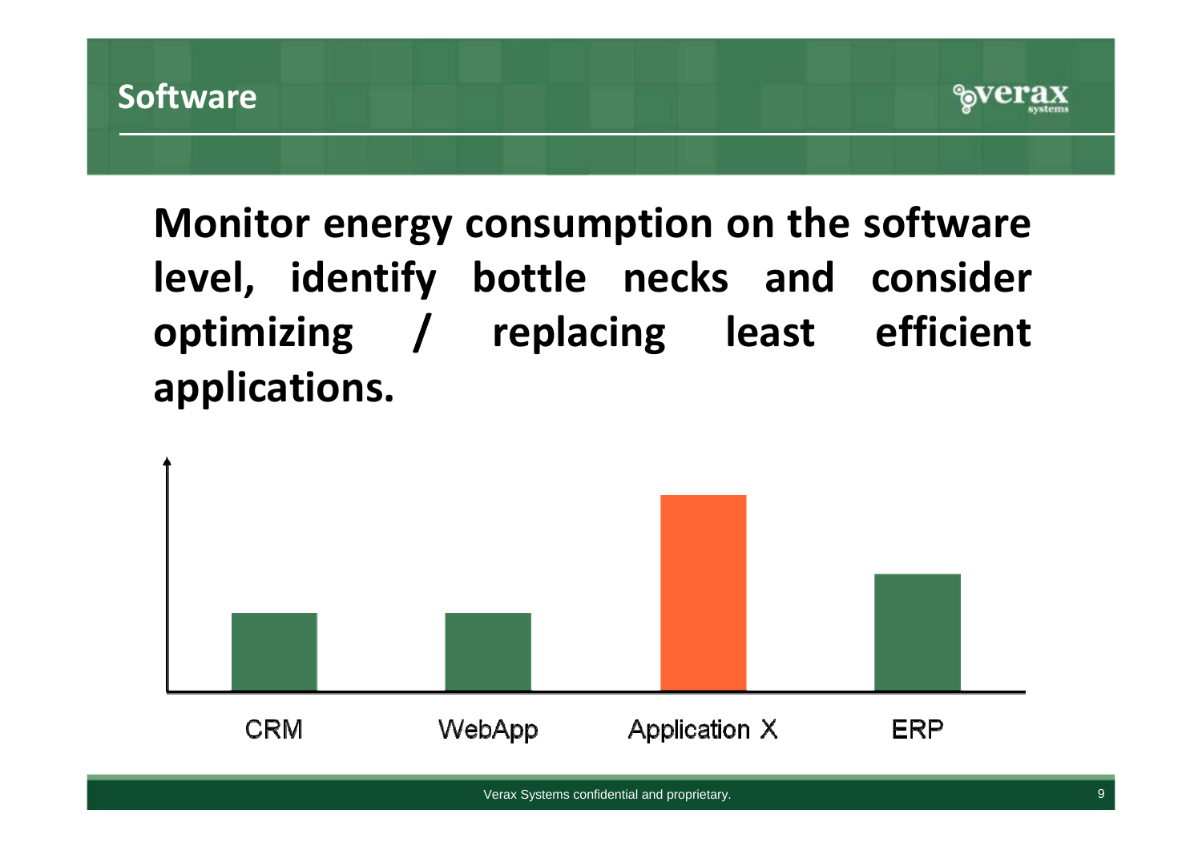# Software

**Monitor energy consumption on the software level, identify bottle necks and consider optimizing / replacing least efficient applications.**

CRM

WebApp

Application X

ERP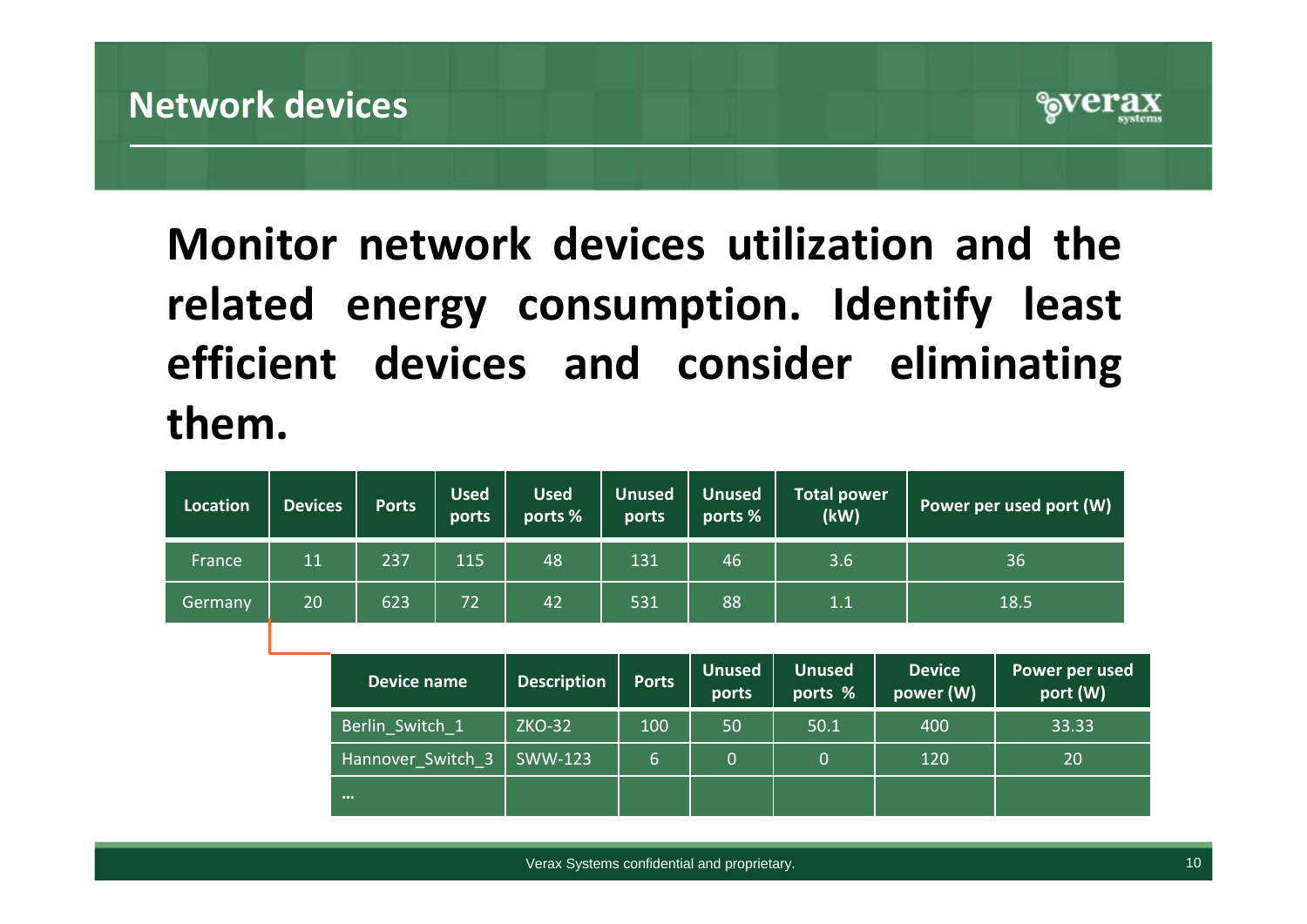# Network devices

**Monitor network devices utilization and the related energy consumption. Identify least efficient devices and consider eliminating them.**

| Location | Devices | Ports | Used ports | Used ports % | Unused ports | Unused ports % | Total power (kW) | Power per used port (W) |
|---|---|---|---|---|---|---|---|---|
| France | 11 | 237 | 115 | 48 | 131 | 46 | 3.6 | 36 |
| Germany | 20 | 623 | 72 | 42 | 531 | 88 | 1.1 | 18.5 |

| Device name | Description | Ports | Unused ports | Unused ports % | Device power (W) | Power per used port (W) |
|---|---|---|---|---|---|---|
| Berlin_Switch_1 | ZKO-32 | 100 | 50 | 50.1 | 400 | 33.33 |
| Hannover_Switch_3 | SWW-123 | 6 | 0 | 0 | 120 | 20 |
| … | | | | | | |

Verax Systems confidential and proprietary.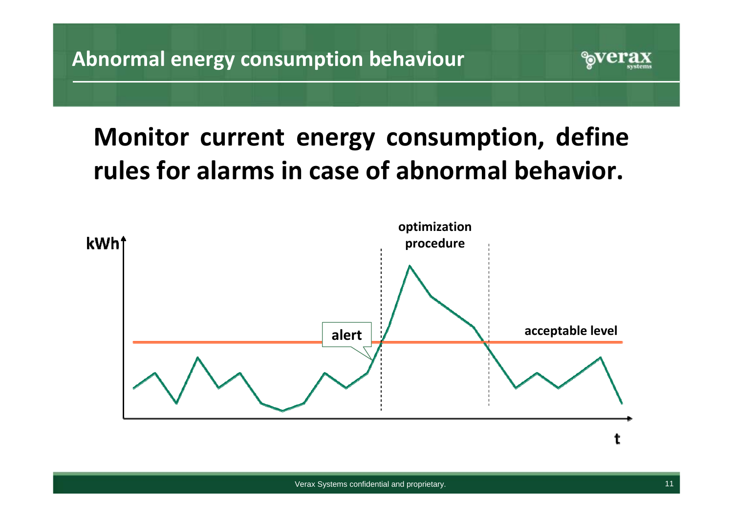# Abnormal energy consumption behaviour

## Monitor current energy consumption, define rules for alarms in case of abnormal behavior.

kWh

optimization procedure

alert

acceptable level

t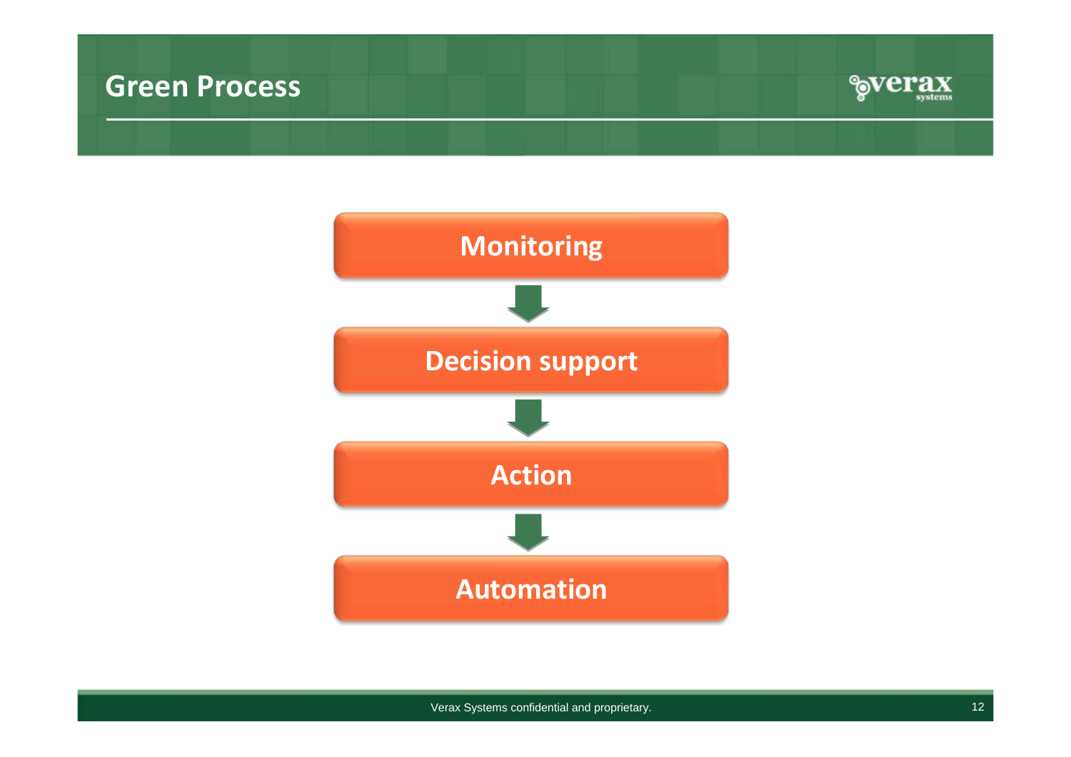# Green Process

Monitoring

↓

Decision support

↓

Action

↓

Automation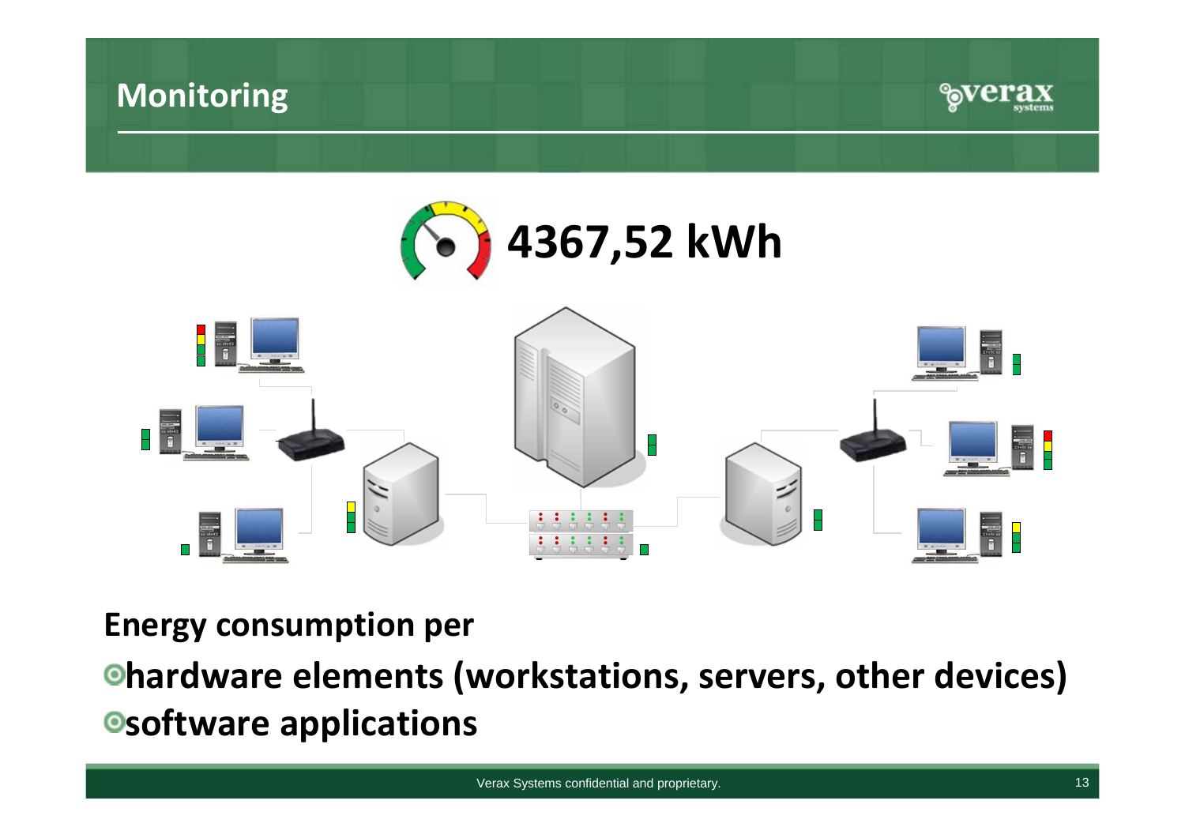# Monitoring

**4367,52 kWh**

**Energy consumption per**

- **hardware elements (workstations, servers, other devices)**
- **software applications**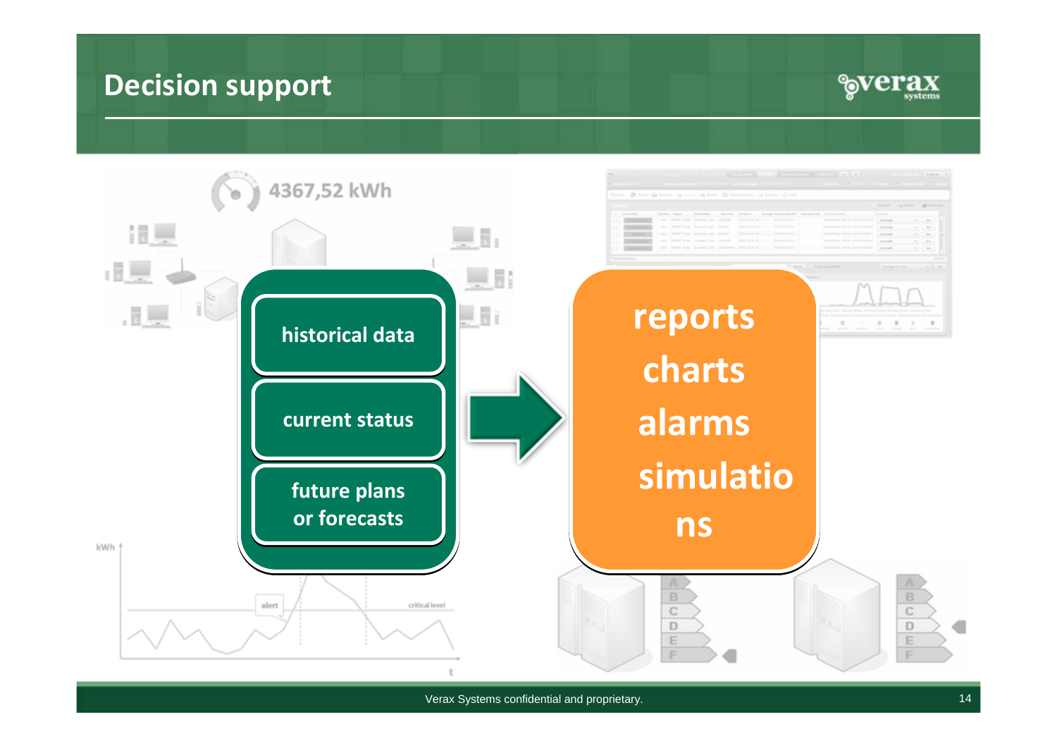# Decision support

- historical data
- current status
- future plans or forecasts

→

- reports
- charts
- alarms
- simulations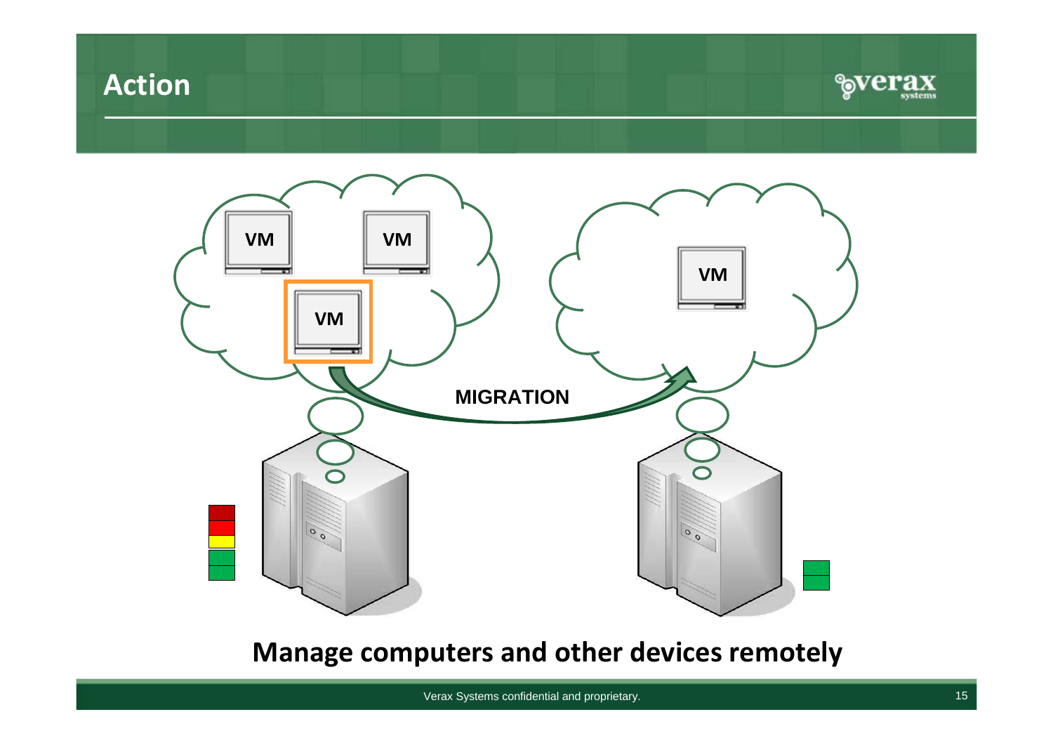# Action

VM

VM

VM

VM

MIGRATION

**Manage computers and other devices remotely**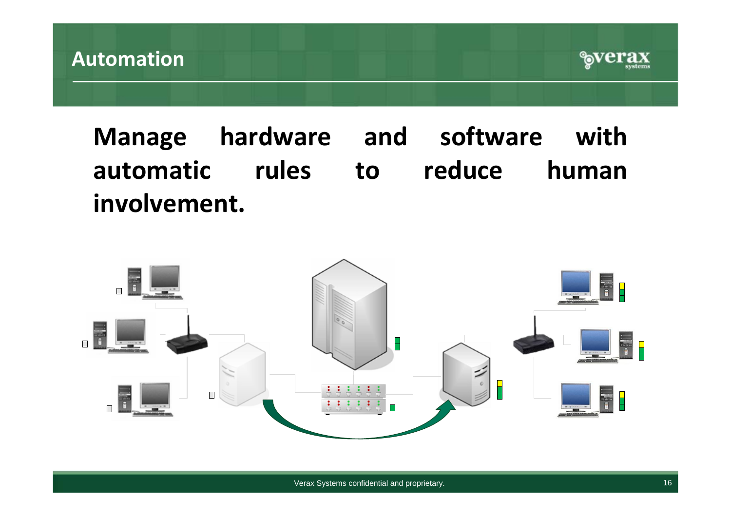# Automation

**Manage hardware and software with automatic rules to reduce human involvement.**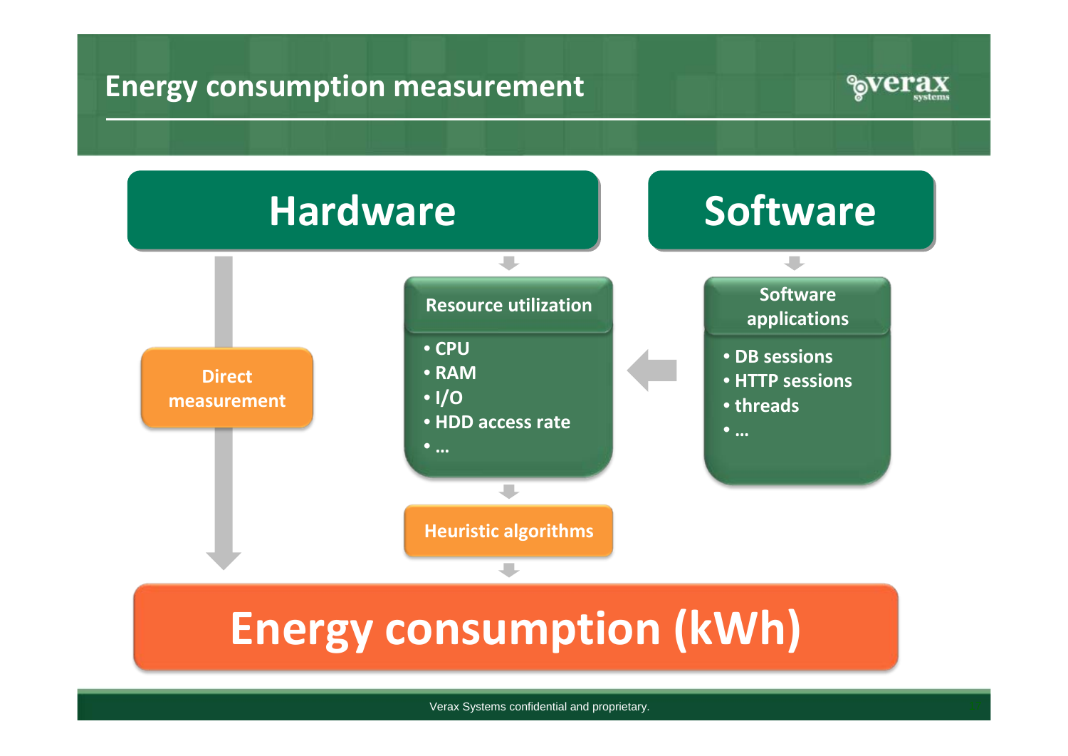# Energy consumption measurement

## Hardware

**Direct measurement**

### Resource utilization

- CPU
- RAM
- I/O
- HDD access rate
- …

**Heuristic algorithms**

## Software

### Software applications

- DB sessions
- HTTP sessions
- threads
- …

## Energy consumption (kWh)

Verax Systems confidential and proprietary.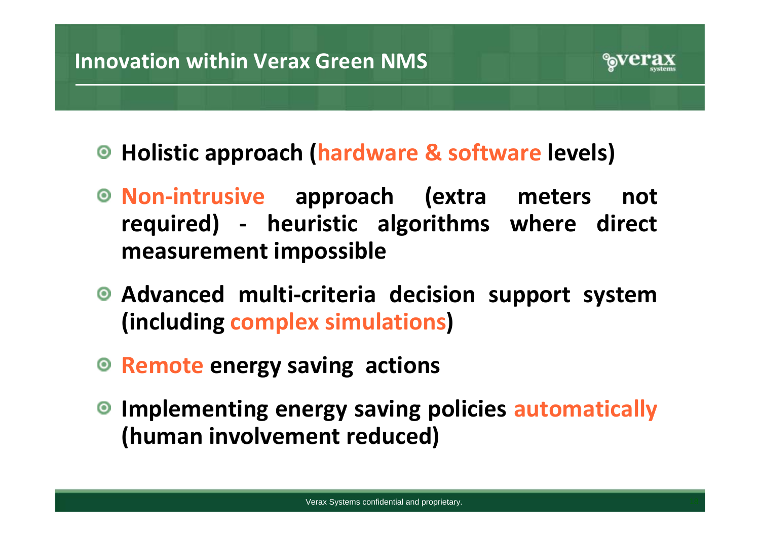## Innovation within Verax Green NMS

- **Holistic approach (hardware & software levels)**
- **Non-intrusive approach (extra meters not required) - heuristic algorithms where direct measurement impossible**
- **Advanced multi-criteria decision support system (including complex simulations)**
- **Remote energy saving actions**
- **Implementing energy saving policies automatically (human involvement reduced)**

Verax Systems confidential and proprietary.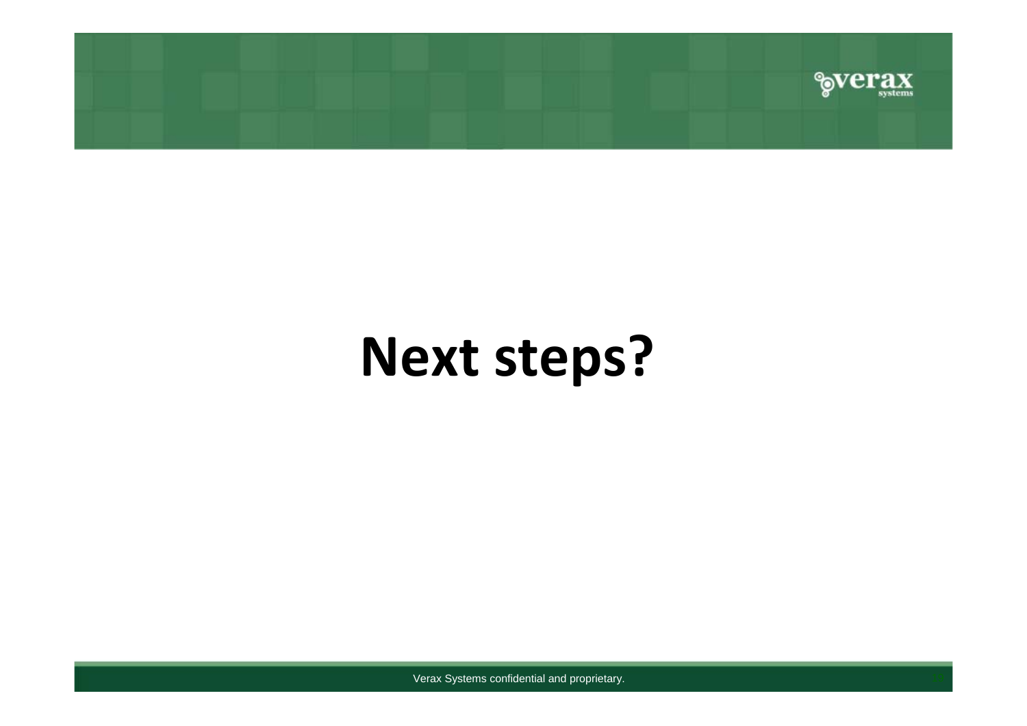# Next steps?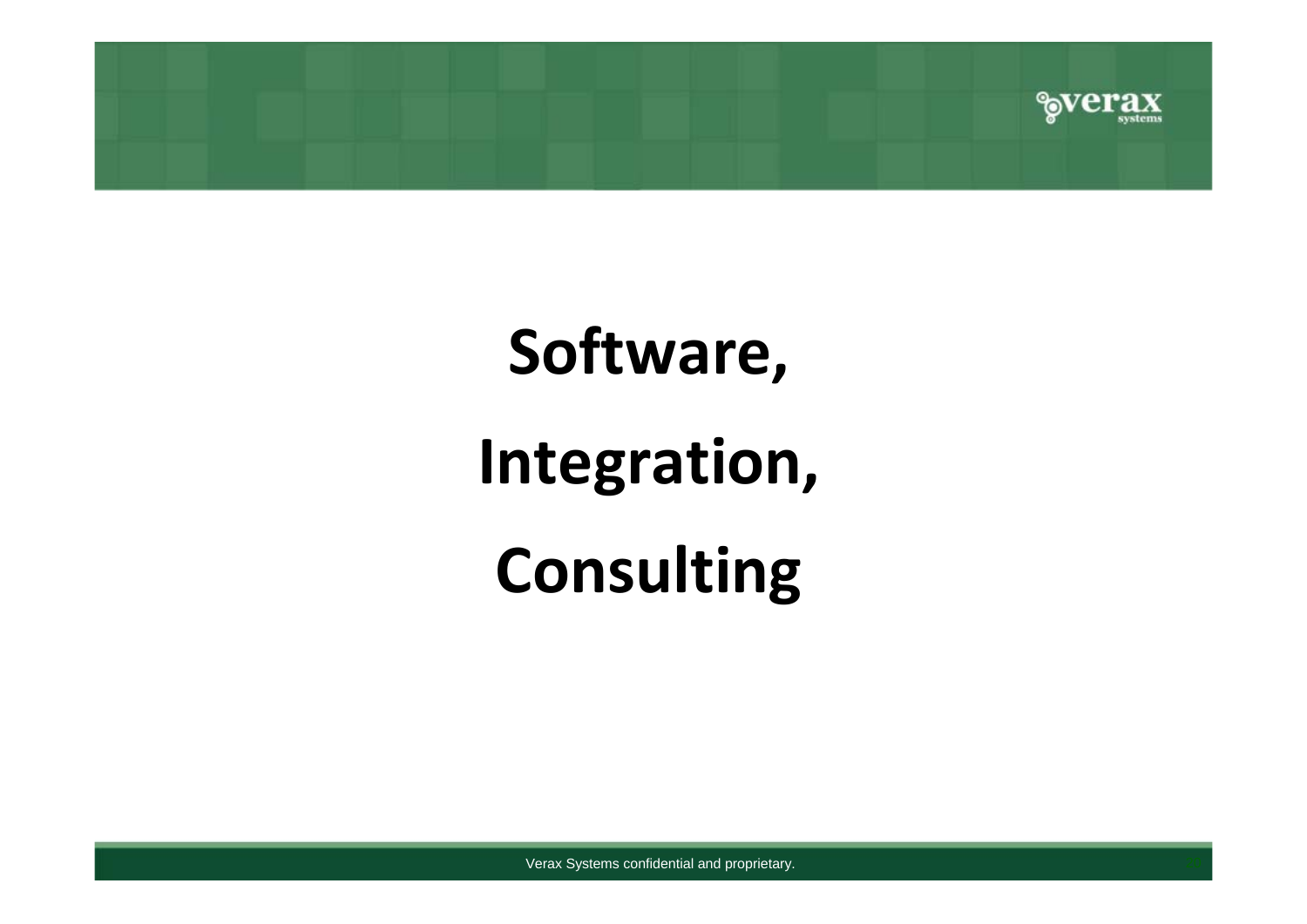# Software,

# Integration,

# Consulting